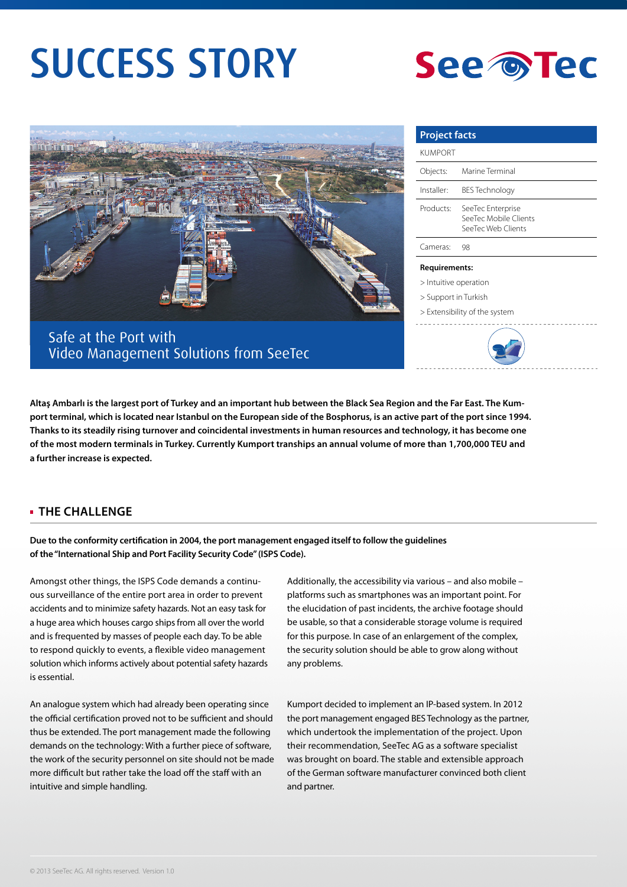# SUCCESS STORY

SeeTec

## Safe at the Port with Video Management Solutions from SeeTec

| Project facts | |
|---|---|
| KUMPORT | |
| Objects: | Marine Terminal |
| Installer: | BES Technology |
| Products: | SeeTec Enterprise<br>SeeTec Mobile Clients<br>SeeTec Web Clients |
| Cameras: | 98 |

**Requirements:**

> Intuitive operation

> Support in Turkish

> Extensibility of the system

**Altaş Ambarlı is the largest port of Turkey and an important hub between the Black Sea Region and the Far East. The Kumport terminal, which is located near Istanbul on the European side of the Bosphorus, is an active part of the port since 1994. Thanks to its steadily rising turnover and coincidental investments in human resources and technology, it has become one of the most modern terminals in Turkey. Currently Kumport tranships an annual volume of more than 1,700,000 TEU and a further increase is expected.**

## THE CHALLENGE

**Due to the conformity certification in 2004, the port management engaged itself to follow the guidelines of the "International Ship and Port Facility Security Code" (ISPS Code).**

Amongst other things, the ISPS Code demands a continuous surveillance of the entire port area in order to prevent accidents and to minimize safety hazards. Not an easy task for a huge area which houses cargo ships from all over the world and is frequented by masses of people each day. To be able to respond quickly to events, a flexible video management solution which informs actively about potential safety hazards is essential.

An analogue system which had already been operating since the official certification proved not to be sufficient and should thus be extended. The port management made the following demands on the technology: With a further piece of software, the work of the security personnel on site should not be made more difficult but rather take the load off the staff with an intuitive and simple handling.

Additionally, the accessibility via various – and also mobile – platforms such as smartphones was an important point. For the elucidation of past incidents, the archive footage should be usable, so that a considerable storage volume is required for this purpose. In case of an enlargement of the complex, the security solution should be able to grow along without any problems.

Kumport decided to implement an IP-based system. In 2012 the port management engaged BES Technology as the partner, which undertook the implementation of the project. Upon their recommendation, SeeTec AG as a software specialist was brought on board. The stable and extensible approach of the German software manufacturer convinced both client and partner.

© 2013 SeeTec AG. All rights reserved. Version 1.0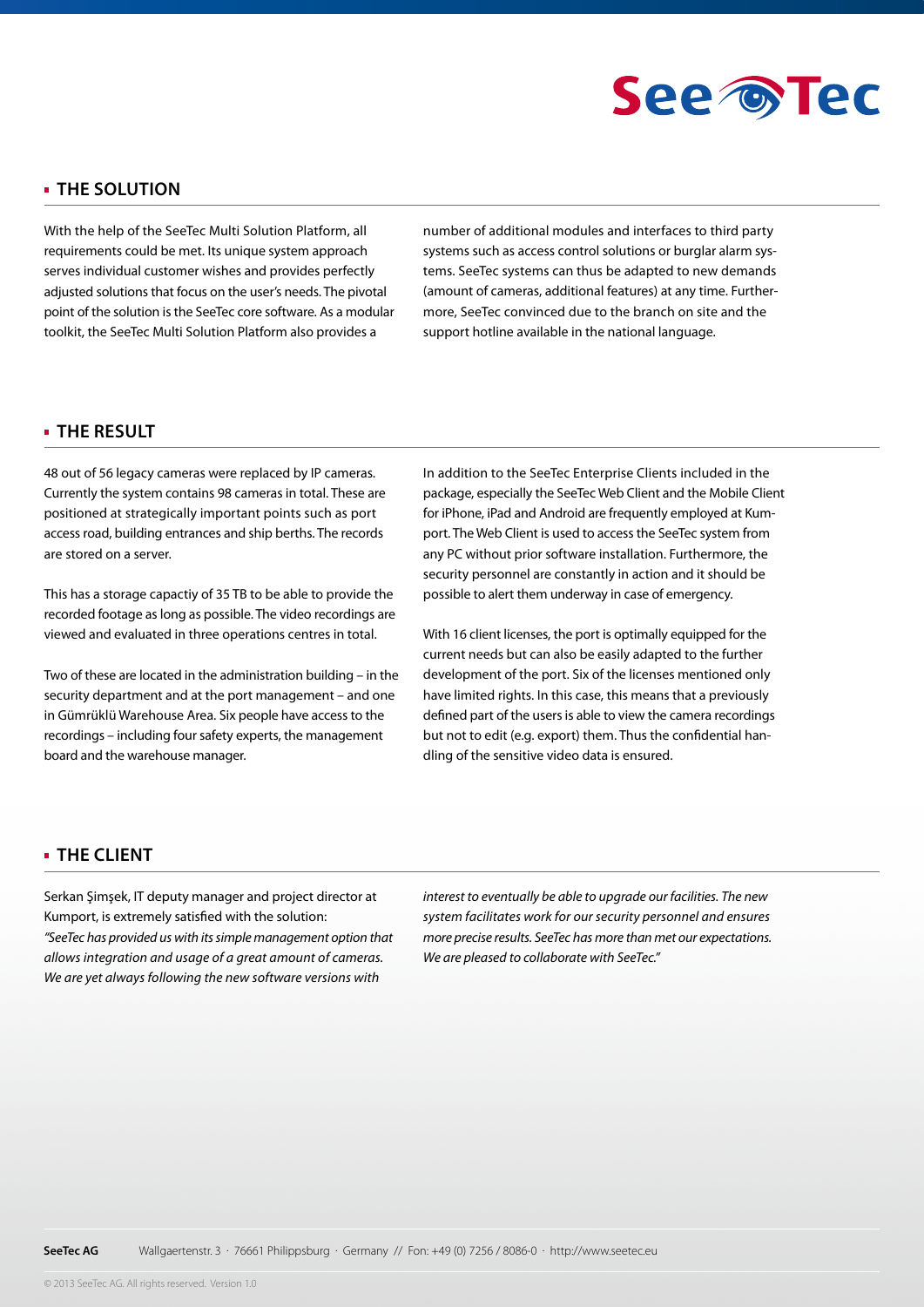## THE SOLUTION

With the help of the SeeTec Multi Solution Platform, all requirements could be met. Its unique system approach serves individual customer wishes and provides perfectly adjusted solutions that focus on the user's needs. The pivotal point of the solution is the SeeTec core software. As a modular toolkit, the SeeTec Multi Solution Platform also provides a number of additional modules and interfaces to third party systems such as access control solutions or burglar alarm systems. SeeTec systems can thus be adapted to new demands (amount of cameras, additional features) at any time. Furthermore, SeeTec convinced due to the branch on site and the support hotline available in the national language.

## THE RESULT

48 out of 56 legacy cameras were replaced by IP cameras. Currently the system contains 98 cameras in total. These are positioned at strategically important points such as port access road, building entrances and ship berths. The records are stored on a server.

This has a storage capactiy of 35 TB to be able to provide the recorded footage as long as possible. The video recordings are viewed and evaluated in three operations centres in total.

Two of these are located in the administration building – in the security department and at the port management – and one in Gümrüklü Warehouse Area. Six people have access to the recordings – including four safety experts, the management board and the warehouse manager.

In addition to the SeeTec Enterprise Clients included in the package, especially the SeeTec Web Client and the Mobile Client for iPhone, iPad and Android are frequently employed at Kumport. The Web Client is used to access the SeeTec system from any PC without prior software installation. Furthermore, the security personnel are constantly in action and it should be possible to alert them underway in case of emergency.

With 16 client licenses, the port is optimally equipped for the current needs but can also be easily adapted to the further development of the port. Six of the licenses mentioned only have limited rights. In this case, this means that a previously defined part of the users is able to view the camera recordings but not to edit (e.g. export) them. Thus the confidential handling of the sensitive video data is ensured.

## THE CLIENT

Serkan Şimşek, IT deputy manager and project director at Kumport, is extremely satisfied with the solution:
*"SeeTec has provided us with its simple management option that allows integration and usage of a great amount of cameras. We are yet always following the new software versions with interest to eventually be able to upgrade our facilities. The new system facilitates work for our security personnel and ensures more precise results. SeeTec has more than met our expectations. We are pleased to collaborate with SeeTec."*

**SeeTec AG** Wallgaertenstr. 3 · 76661 Philippsburg · Germany // Fon: +49 (0) 7256 / 8086-0 · http://www.seetec.eu

© 2013 SeeTec AG. All rights reserved. Version 1.0